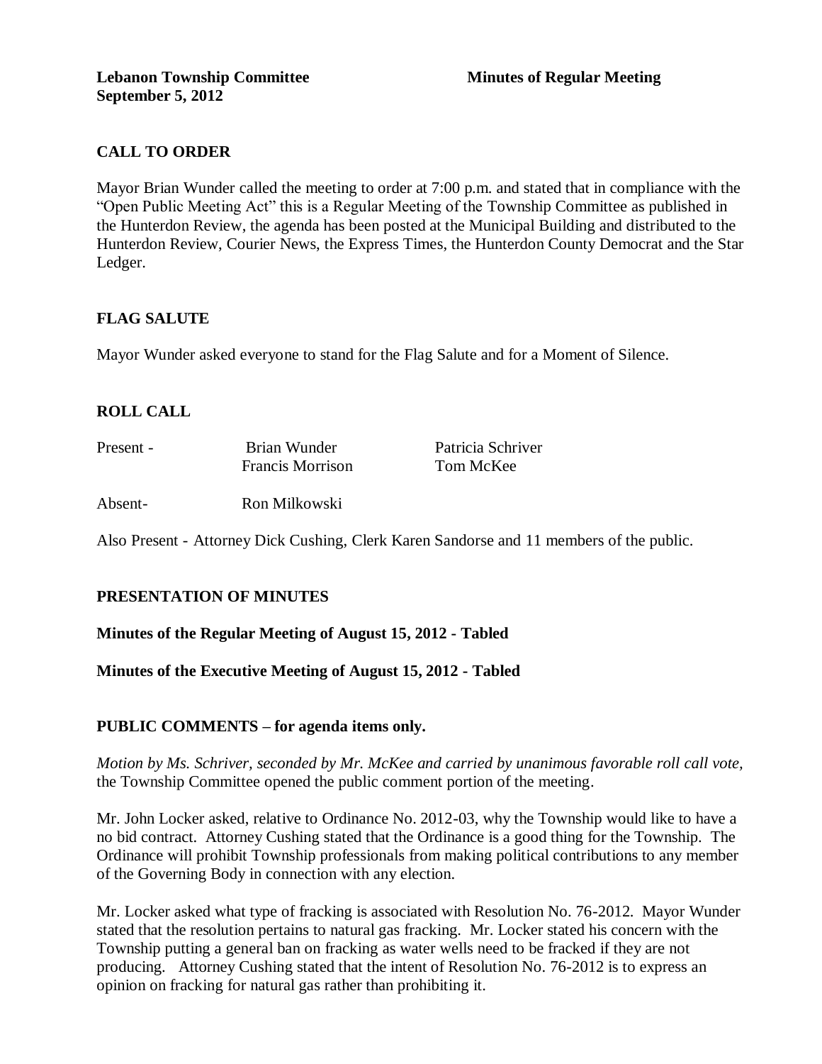**Lebanon Township Committee** **Minutes of Regular Meeting**
**September 5, 2012**

## CALL TO ORDER

Mayor Brian Wunder called the meeting to order at 7:00 p.m. and stated that in compliance with the "Open Public Meeting Act" this is a Regular Meeting of the Township Committee as published in the Hunterdon Review, the agenda has been posted at the Municipal Building and distributed to the Hunterdon Review, Courier News, the Express Times, the Hunterdon County Democrat and the Star Ledger.

## FLAG SALUTE

Mayor Wunder asked everyone to stand for the Flag Salute and for a Moment of Silence.

## ROLL CALL

| | | |
|---|---|---|
| Present - | Brian Wunder | Patricia Schriver |
| | Francis Morrison | Tom McKee |
| Absent- | Ron Milkowski | |

Also Present - Attorney Dick Cushing, Clerk Karen Sandorse and 11 members of the public.

## PRESENTATION OF MINUTES

**Minutes of the Regular Meeting of August 15, 2012 - Tabled**

**Minutes of the Executive Meeting of August 15, 2012 - Tabled**

## PUBLIC COMMENTS – for agenda items only.

*Motion by Ms. Schriver, seconded by Mr. McKee and carried by unanimous favorable roll call vote,* the Township Committee opened the public comment portion of the meeting.

Mr. John Locker asked, relative to Ordinance No. 2012-03, why the Township would like to have a no bid contract. Attorney Cushing stated that the Ordinance is a good thing for the Township. The Ordinance will prohibit Township professionals from making political contributions to any member of the Governing Body in connection with any election.

Mr. Locker asked what type of fracking is associated with Resolution No. 76-2012. Mayor Wunder stated that the resolution pertains to natural gas fracking. Mr. Locker stated his concern with the Township putting a general ban on fracking as water wells need to be fracked if they are not producing. Attorney Cushing stated that the intent of Resolution No. 76-2012 is to express an opinion on fracking for natural gas rather than prohibiting it.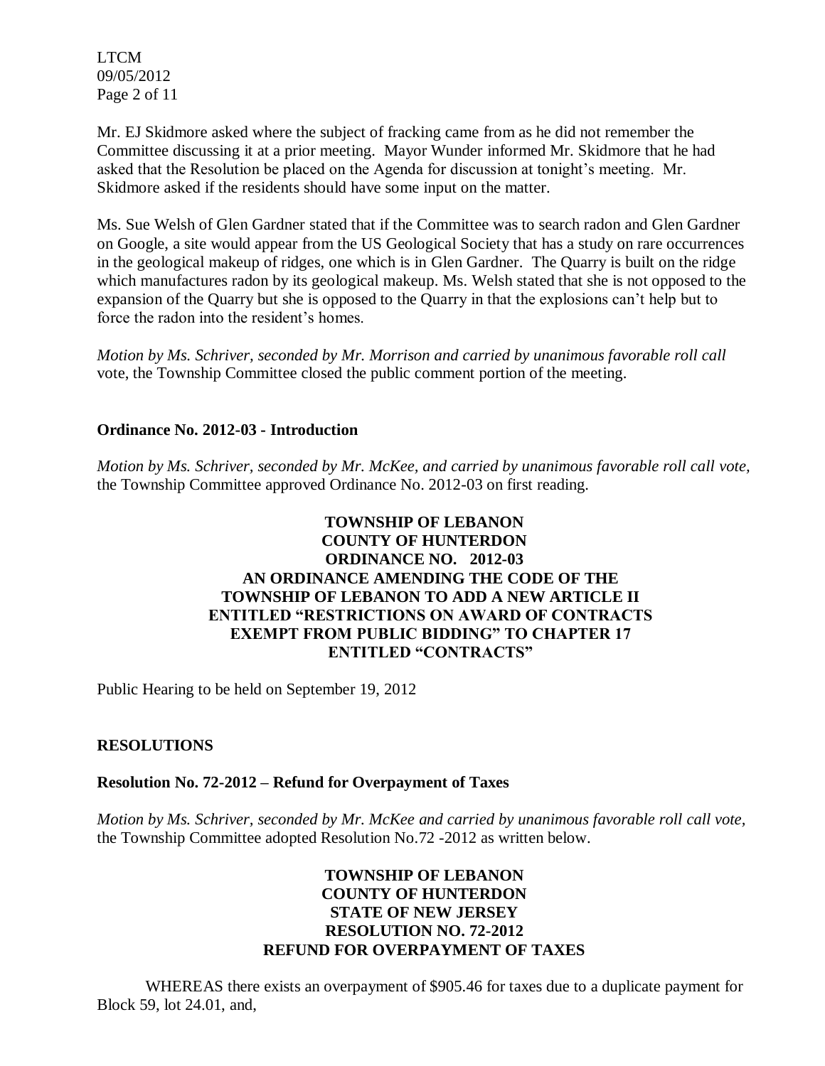Mr. EJ Skidmore asked where the subject of fracking came from as he did not remember the Committee discussing it at a prior meeting. Mayor Wunder informed Mr. Skidmore that he had asked that the Resolution be placed on the Agenda for discussion at tonight's meeting. Mr. Skidmore asked if the residents should have some input on the matter.

Ms. Sue Welsh of Glen Gardner stated that if the Committee was to search radon and Glen Gardner on Google, a site would appear from the US Geological Society that has a study on rare occurrences in the geological makeup of ridges, one which is in Glen Gardner. The Quarry is built on the ridge which manufactures radon by its geological makeup. Ms. Welsh stated that she is not opposed to the expansion of the Quarry but she is opposed to the Quarry in that the explosions can't help but to force the radon into the resident's homes.

*Motion by Ms. Schriver, seconded by Mr. Morrison and carried by unanimous favorable roll call* vote, the Township Committee closed the public comment portion of the meeting.

**Ordinance No. 2012-03 - Introduction**

*Motion by Ms. Schriver, seconded by Mr. McKee, and carried by unanimous favorable roll call vote,* the Township Committee approved Ordinance No. 2012-03 on first reading.

**TOWNSHIP OF LEBANON**
**COUNTY OF HUNTERDON**
**ORDINANCE NO. 2012-03**
**AN ORDINANCE AMENDING THE CODE OF THE TOWNSHIP OF LEBANON TO ADD A NEW ARTICLE II ENTITLED "RESTRICTIONS ON AWARD OF CONTRACTS EXEMPT FROM PUBLIC BIDDING" TO CHAPTER 17 ENTITLED "CONTRACTS"**

Public Hearing to be held on September 19, 2012

**RESOLUTIONS**

**Resolution No. 72-2012 – Refund for Overpayment of Taxes**

*Motion by Ms. Schriver, seconded by Mr. McKee and carried by unanimous favorable roll call vote,* the Township Committee adopted Resolution No.72 -2012 as written below.

**TOWNSHIP OF LEBANON**
**COUNTY OF HUNTERDON**
**STATE OF NEW JERSEY**
**RESOLUTION NO. 72-2012**
**REFUND FOR OVERPAYMENT OF TAXES**

WHEREAS there exists an overpayment of $905.46 for taxes due to a duplicate payment for Block 59, lot 24.01, and,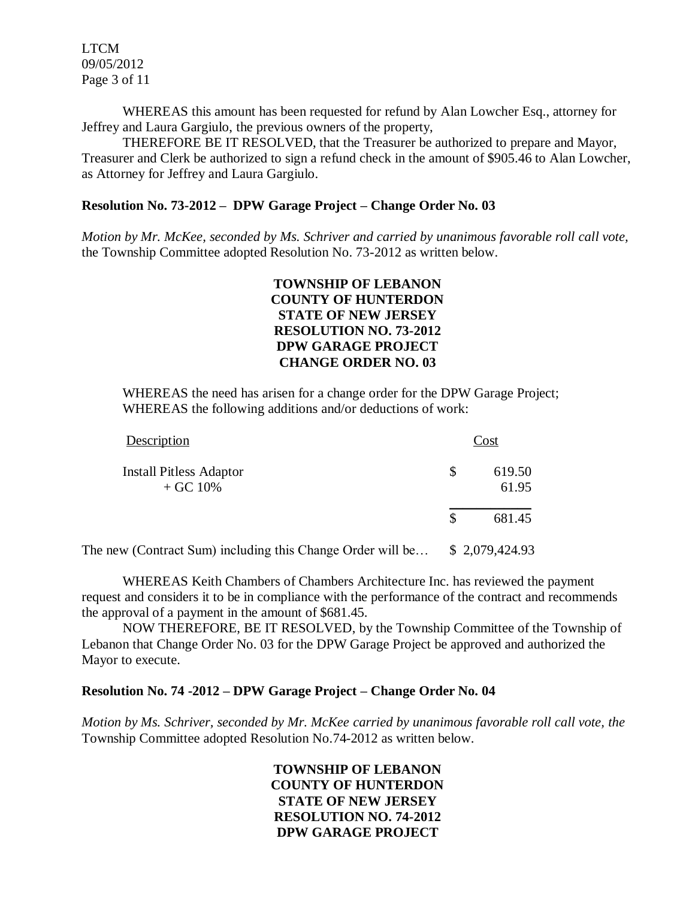WHEREAS this amount has been requested for refund by Alan Lowcher Esq., attorney for Jeffrey and Laura Gargiulo, the previous owners of the property,

THEREFORE BE IT RESOLVED, that the Treasurer be authorized to prepare and Mayor, Treasurer and Clerk be authorized to sign a refund check in the amount of $905.46 to Alan Lowcher, as Attorney for Jeffrey and Laura Gargiulo.

**Resolution No. 73-2012 – DPW Garage Project – Change Order No. 03**

*Motion by Mr. McKee, seconded by Ms. Schriver and carried by unanimous favorable roll call vote,* the Township Committee adopted Resolution No. 73-2012 as written below.

**TOWNSHIP OF LEBANON**
**COUNTY OF HUNTERDON**
**STATE OF NEW JERSEY**
**RESOLUTION NO. 73-2012**
**DPW GARAGE PROJECT**
**CHANGE ORDER NO. 03**

WHEREAS the need has arisen for a change order for the DPW Garage Project;
WHEREAS the following additions and/or deductions of work:

| Description | Cost |
|---|---|
| Install Pitless Adaptor | $ 619.50 |
| + GC 10% | 61.95 |
| | $ 681.45 |

The new (Contract Sum) including this Change Order will be… $ 2,079,424.93

WHEREAS Keith Chambers of Chambers Architecture Inc. has reviewed the payment request and considers it to be in compliance with the performance of the contract and recommends the approval of a payment in the amount of $681.45.

NOW THEREFORE, BE IT RESOLVED, by the Township Committee of the Township of Lebanon that Change Order No. 03 for the DPW Garage Project be approved and authorized the Mayor to execute.

**Resolution No. 74 -2012 – DPW Garage Project – Change Order No. 04**

*Motion by Ms. Schriver, seconded by Mr. McKee carried by unanimous favorable roll call vote, the* Township Committee adopted Resolution No.74-2012 as written below.

**TOWNSHIP OF LEBANON**
**COUNTY OF HUNTERDON**
**STATE OF NEW JERSEY**
**RESOLUTION NO. 74-2012**
**DPW GARAGE PROJECT**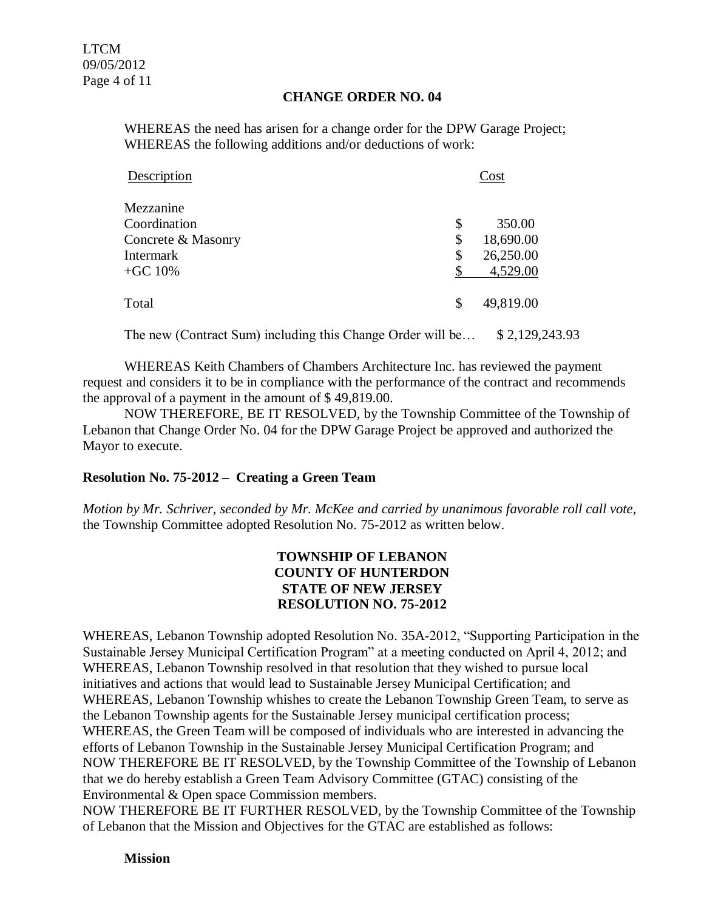**CHANGE ORDER NO. 04**

WHEREAS the need has arisen for a change order for the DPW Garage Project;
WHEREAS the following additions and/or deductions of work:

| Description | Cost |
|---|---|
| Mezzanine | |
| Coordination | $ 350.00 |
| Concrete & Masonry | $ 18,690.00 |
| Intermark | $ 26,250.00 |
| +GC 10% | $ 4,529.00 |
| Total | $ 49,819.00 |

The new (Contract Sum) including this Change Order will be… $ 2,129,243.93

WHEREAS Keith Chambers of Chambers Architecture Inc. has reviewed the payment request and considers it to be in compliance with the performance of the contract and recommends the approval of a payment in the amount of $ 49,819.00.

NOW THEREFORE, BE IT RESOLVED, by the Township Committee of the Township of Lebanon that Change Order No. 04 for the DPW Garage Project be approved and authorized the Mayor to execute.

**Resolution No. 75-2012 – Creating a Green Team**

*Motion by Mr. Schriver, seconded by Mr. McKee and carried by unanimous favorable roll call vote,* the Township Committee adopted Resolution No. 75-2012 as written below.

**TOWNSHIP OF LEBANON**
**COUNTY OF HUNTERDON**
**STATE OF NEW JERSEY**
**RESOLUTION NO. 75-2012**

WHEREAS, Lebanon Township adopted Resolution No. 35A-2012, "Supporting Participation in the Sustainable Jersey Municipal Certification Program" at a meeting conducted on April 4, 2012; and
WHEREAS, Lebanon Township resolved in that resolution that they wished to pursue local initiatives and actions that would lead to Sustainable Jersey Municipal Certification; and
WHEREAS, Lebanon Township whishes to create the Lebanon Township Green Team, to serve as the Lebanon Township agents for the Sustainable Jersey municipal certification process;
WHEREAS, the Green Team will be composed of individuals who are interested in advancing the efforts of Lebanon Township in the Sustainable Jersey Municipal Certification Program; and
NOW THEREFORE BE IT RESOLVED, by the Township Committee of the Township of Lebanon that we do hereby establish a Green Team Advisory Committee (GTAC) consisting of the Environmental & Open space Commission members.
NOW THEREFORE BE IT FURTHER RESOLVED, by the Township Committee of the Township of Lebanon that the Mission and Objectives for the GTAC are established as follows:

**Mission**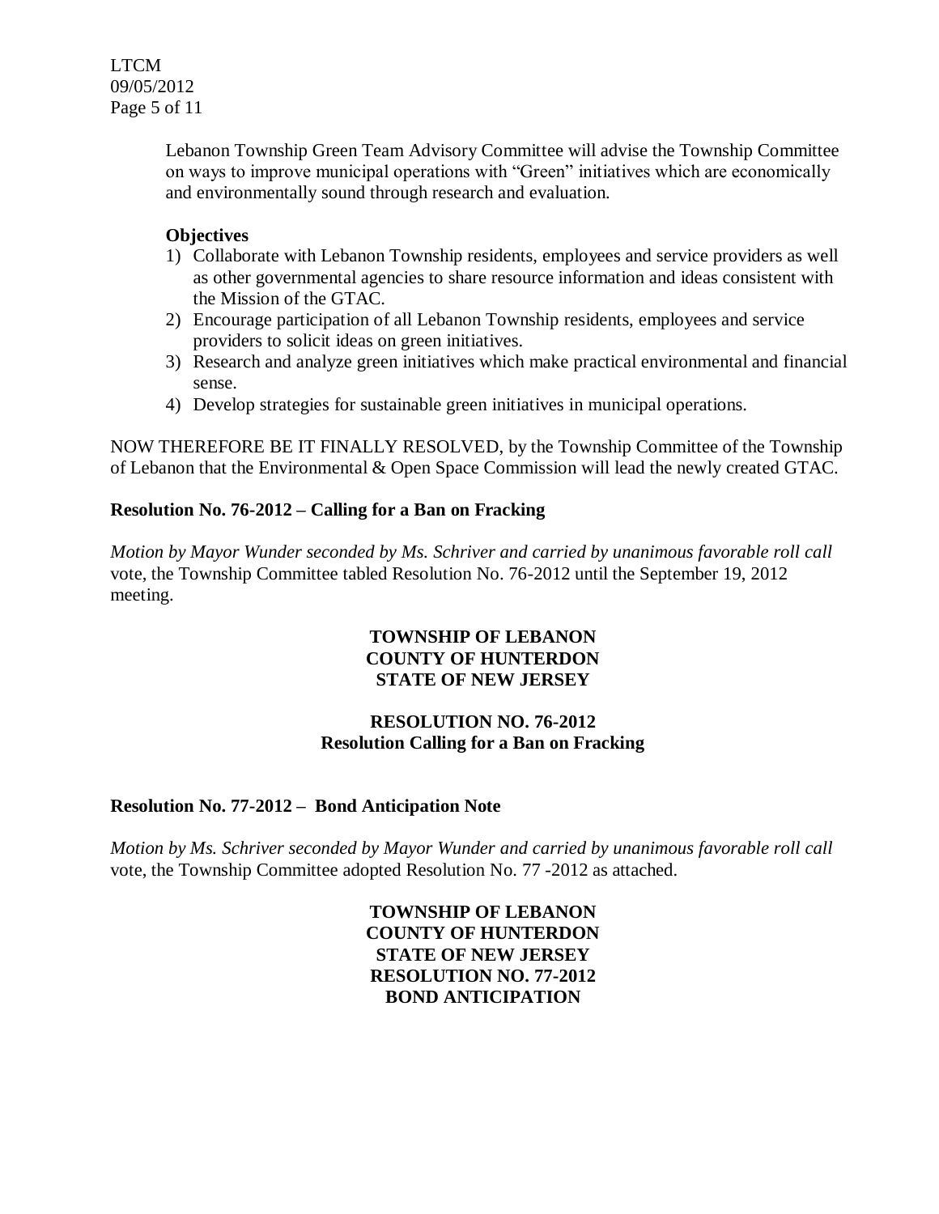Lebanon Township Green Team Advisory Committee will advise the Township Committee on ways to improve municipal operations with "Green" initiatives which are economically and environmentally sound through research and evaluation.

**Objectives**

1) Collaborate with Lebanon Township residents, employees and service providers as well as other governmental agencies to share resource information and ideas consistent with the Mission of the GTAC.
2) Encourage participation of all Lebanon Township residents, employees and service providers to solicit ideas on green initiatives.
3) Research and analyze green initiatives which make practical environmental and financial sense.
4) Develop strategies for sustainable green initiatives in municipal operations.

NOW THEREFORE BE IT FINALLY RESOLVED, by the Township Committee of the Township of Lebanon that the Environmental & Open Space Commission will lead the newly created GTAC.

**Resolution No. 76-2012 – Calling for a Ban on Fracking**

*Motion by Mayor Wunder seconded by Ms. Schriver and carried by unanimous favorable roll call* vote, the Township Committee tabled Resolution No. 76-2012 until the September 19, 2012 meeting.

**TOWNSHIP OF LEBANON**
**COUNTY OF HUNTERDON**
**STATE OF NEW JERSEY**

**RESOLUTION NO. 76-2012**
**Resolution Calling for a Ban on Fracking**

**Resolution No. 77-2012 – Bond Anticipation Note**

*Motion by Ms. Schriver seconded by Mayor Wunder and carried by unanimous favorable roll call* vote, the Township Committee adopted Resolution No. 77 -2012 as attached.

**TOWNSHIP OF LEBANON**
**COUNTY OF HUNTERDON**
**STATE OF NEW JERSEY**
**RESOLUTION NO. 77-2012**
**BOND ANTICIPATION**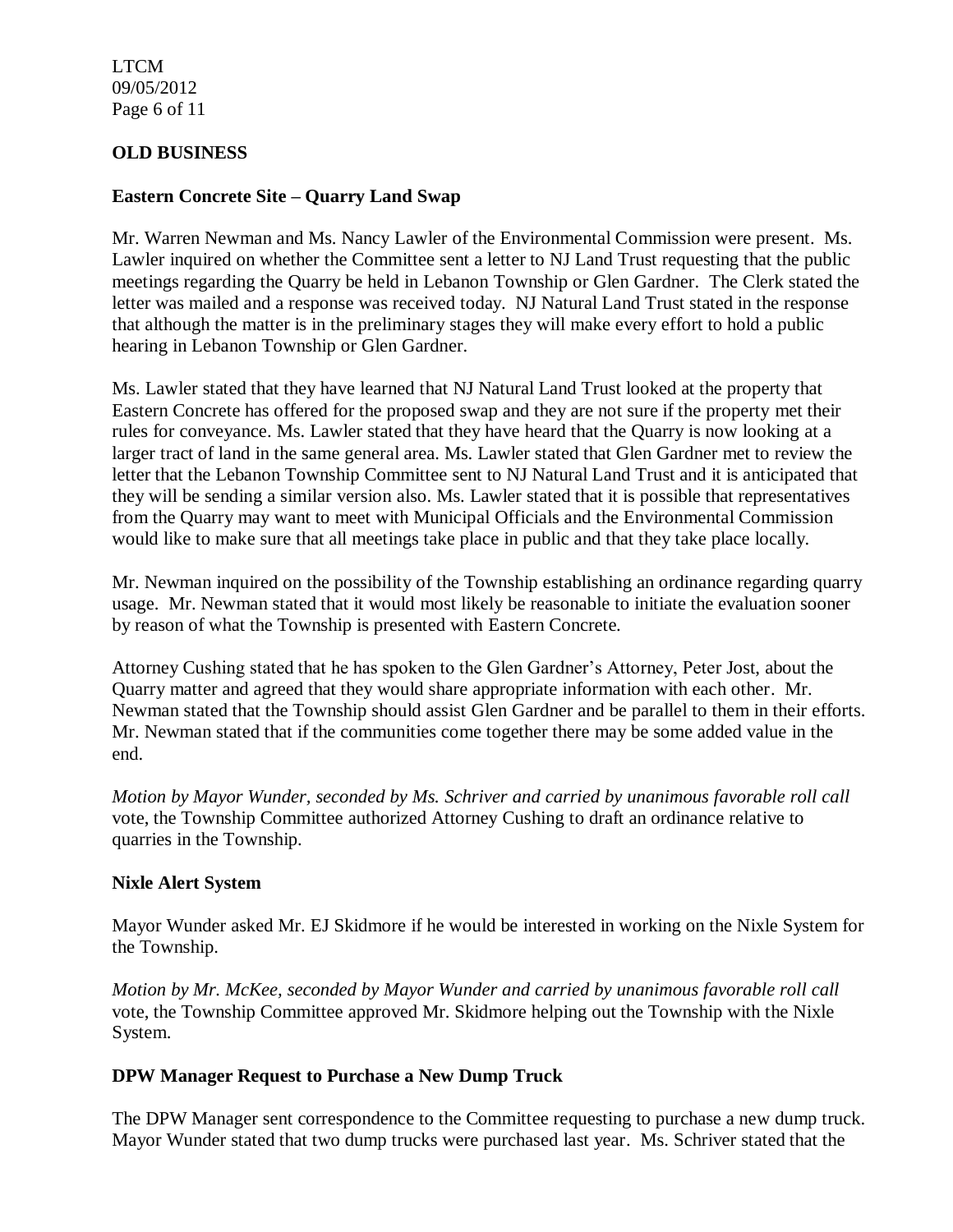## OLD BUSINESS

### Eastern Concrete Site – Quarry Land Swap

Mr. Warren Newman and Ms. Nancy Lawler of the Environmental Commission were present. Ms. Lawler inquired on whether the Committee sent a letter to NJ Land Trust requesting that the public meetings regarding the Quarry be held in Lebanon Township or Glen Gardner. The Clerk stated the letter was mailed and a response was received today. NJ Natural Land Trust stated in the response that although the matter is in the preliminary stages they will make every effort to hold a public hearing in Lebanon Township or Glen Gardner.

Ms. Lawler stated that they have learned that NJ Natural Land Trust looked at the property that Eastern Concrete has offered for the proposed swap and they are not sure if the property met their rules for conveyance. Ms. Lawler stated that they have heard that the Quarry is now looking at a larger tract of land in the same general area. Ms. Lawler stated that Glen Gardner met to review the letter that the Lebanon Township Committee sent to NJ Natural Land Trust and it is anticipated that they will be sending a similar version also. Ms. Lawler stated that it is possible that representatives from the Quarry may want to meet with Municipal Officials and the Environmental Commission would like to make sure that all meetings take place in public and that they take place locally.

Mr. Newman inquired on the possibility of the Township establishing an ordinance regarding quarry usage. Mr. Newman stated that it would most likely be reasonable to initiate the evaluation sooner by reason of what the Township is presented with Eastern Concrete.

Attorney Cushing stated that he has spoken to the Glen Gardner's Attorney, Peter Jost, about the Quarry matter and agreed that they would share appropriate information with each other. Mr. Newman stated that the Township should assist Glen Gardner and be parallel to them in their efforts. Mr. Newman stated that if the communities come together there may be some added value in the end.

*Motion by Mayor Wunder, seconded by Ms. Schriver and carried by unanimous favorable roll call* vote, the Township Committee authorized Attorney Cushing to draft an ordinance relative to quarries in the Township.

### Nixle Alert System

Mayor Wunder asked Mr. EJ Skidmore if he would be interested in working on the Nixle System for the Township.

*Motion by Mr. McKee, seconded by Mayor Wunder and carried by unanimous favorable roll call* vote, the Township Committee approved Mr. Skidmore helping out the Township with the Nixle System.

### DPW Manager Request to Purchase a New Dump Truck

The DPW Manager sent correspondence to the Committee requesting to purchase a new dump truck. Mayor Wunder stated that two dump trucks were purchased last year. Ms. Schriver stated that the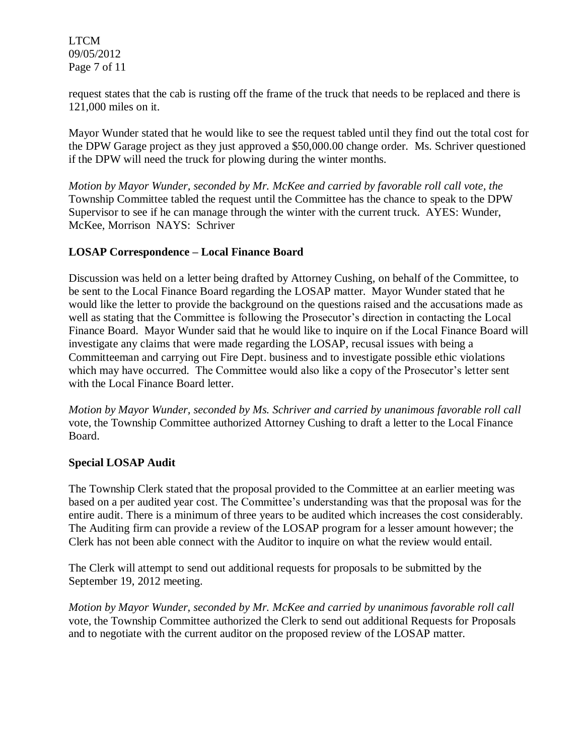request states that the cab is rusting off the frame of the truck that needs to be replaced and there is 121,000 miles on it.

Mayor Wunder stated that he would like to see the request tabled until they find out the total cost for the DPW Garage project as they just approved a $50,000.00 change order. Ms. Schriver questioned if the DPW will need the truck for plowing during the winter months.

*Motion by Mayor Wunder, seconded by Mr. McKee and carried by favorable roll call vote, the* Township Committee tabled the request until the Committee has the chance to speak to the DPW Supervisor to see if he can manage through the winter with the current truck. AYES: Wunder, McKee, Morrison NAYS: Schriver

**LOSAP Correspondence – Local Finance Board**

Discussion was held on a letter being drafted by Attorney Cushing, on behalf of the Committee, to be sent to the Local Finance Board regarding the LOSAP matter. Mayor Wunder stated that he would like the letter to provide the background on the questions raised and the accusations made as well as stating that the Committee is following the Prosecutor's direction in contacting the Local Finance Board. Mayor Wunder said that he would like to inquire on if the Local Finance Board will investigate any claims that were made regarding the LOSAP, recusal issues with being a Committeeman and carrying out Fire Dept. business and to investigate possible ethic violations which may have occurred. The Committee would also like a copy of the Prosecutor's letter sent with the Local Finance Board letter.

*Motion by Mayor Wunder, seconded by Ms. Schriver and carried by unanimous favorable roll call* vote, the Township Committee authorized Attorney Cushing to draft a letter to the Local Finance Board.

**Special LOSAP Audit**

The Township Clerk stated that the proposal provided to the Committee at an earlier meeting was based on a per audited year cost. The Committee's understanding was that the proposal was for the entire audit. There is a minimum of three years to be audited which increases the cost considerably. The Auditing firm can provide a review of the LOSAP program for a lesser amount however; the Clerk has not been able connect with the Auditor to inquire on what the review would entail.

The Clerk will attempt to send out additional requests for proposals to be submitted by the September 19, 2012 meeting.

*Motion by Mayor Wunder, seconded by Mr. McKee and carried by unanimous favorable roll call* vote, the Township Committee authorized the Clerk to send out additional Requests for Proposals and to negotiate with the current auditor on the proposed review of the LOSAP matter.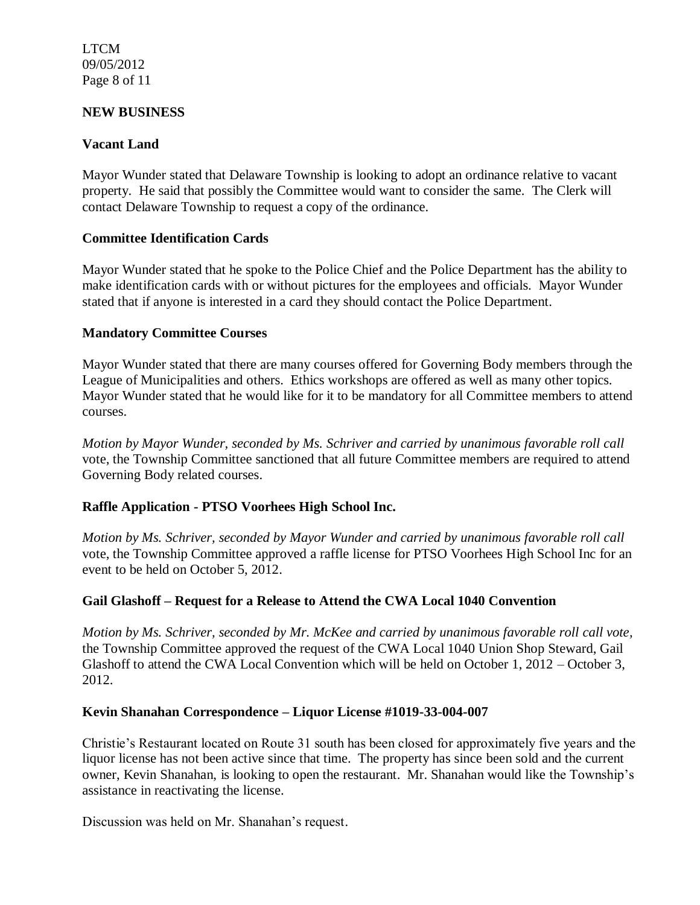## NEW BUSINESS

### Vacant Land

Mayor Wunder stated that Delaware Township is looking to adopt an ordinance relative to vacant property. He said that possibly the Committee would want to consider the same. The Clerk will contact Delaware Township to request a copy of the ordinance.

### Committee Identification Cards

Mayor Wunder stated that he spoke to the Police Chief and the Police Department has the ability to make identification cards with or without pictures for the employees and officials. Mayor Wunder stated that if anyone is interested in a card they should contact the Police Department.

### Mandatory Committee Courses

Mayor Wunder stated that there are many courses offered for Governing Body members through the League of Municipalities and others. Ethics workshops are offered as well as many other topics. Mayor Wunder stated that he would like for it to be mandatory for all Committee members to attend courses.

*Motion by Mayor Wunder, seconded by Ms. Schriver and carried by unanimous favorable roll call* vote, the Township Committee sanctioned that all future Committee members are required to attend Governing Body related courses.

### Raffle Application - PTSO Voorhees High School Inc.

*Motion by Ms. Schriver, seconded by Mayor Wunder and carried by unanimous favorable roll call* vote, the Township Committee approved a raffle license for PTSO Voorhees High School Inc for an event to be held on October 5, 2012.

### Gail Glashoff – Request for a Release to Attend the CWA Local 1040 Convention

*Motion by Ms. Schriver, seconded by Mr. McKee and carried by unanimous favorable roll call vote,* the Township Committee approved the request of the CWA Local 1040 Union Shop Steward, Gail Glashoff to attend the CWA Local Convention which will be held on October 1, 2012 – October 3, 2012.

### Kevin Shanahan Correspondence – Liquor License #1019-33-004-007

Christie's Restaurant located on Route 31 south has been closed for approximately five years and the liquor license has not been active since that time. The property has since been sold and the current owner, Kevin Shanahan, is looking to open the restaurant. Mr. Shanahan would like the Township's assistance in reactivating the license.

Discussion was held on Mr. Shanahan's request.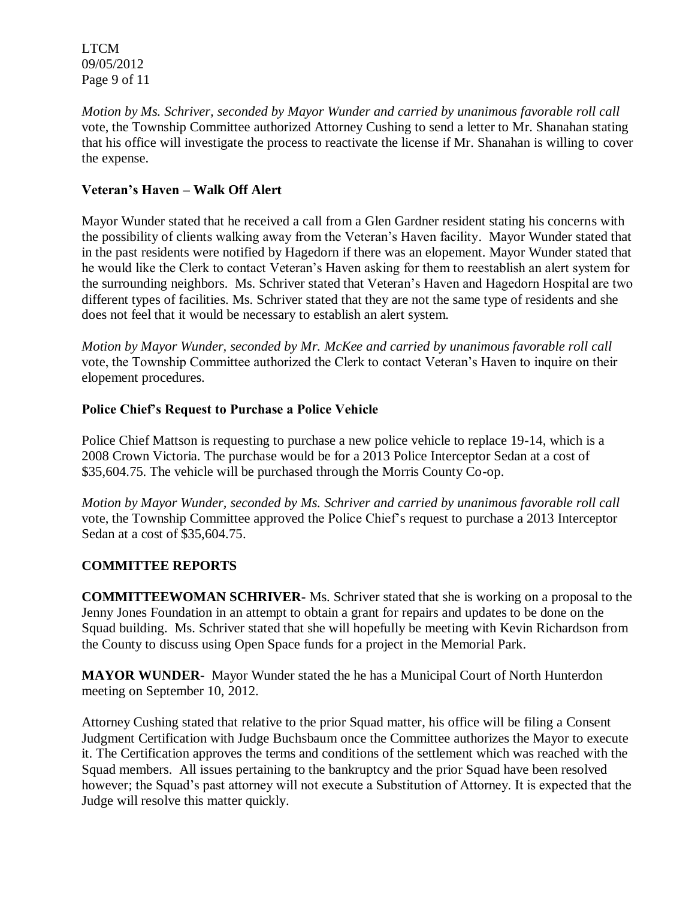*Motion by Ms. Schriver, seconded by Mayor Wunder and carried by unanimous favorable roll call* vote, the Township Committee authorized Attorney Cushing to send a letter to Mr. Shanahan stating that his office will investigate the process to reactivate the license if Mr. Shanahan is willing to cover the expense.

**Veteran's Haven – Walk Off Alert**

Mayor Wunder stated that he received a call from a Glen Gardner resident stating his concerns with the possibility of clients walking away from the Veteran's Haven facility. Mayor Wunder stated that in the past residents were notified by Hagedorn if there was an elopement. Mayor Wunder stated that he would like the Clerk to contact Veteran's Haven asking for them to reestablish an alert system for the surrounding neighbors. Ms. Schriver stated that Veteran's Haven and Hagedorn Hospital are two different types of facilities. Ms. Schriver stated that they are not the same type of residents and she does not feel that it would be necessary to establish an alert system.

*Motion by Mayor Wunder, seconded by Mr. McKee and carried by unanimous favorable roll call* vote, the Township Committee authorized the Clerk to contact Veteran's Haven to inquire on their elopement procedures.

**Police Chief's Request to Purchase a Police Vehicle**

Police Chief Mattson is requesting to purchase a new police vehicle to replace 19-14, which is a 2008 Crown Victoria. The purchase would be for a 2013 Police Interceptor Sedan at a cost of $35,604.75. The vehicle will be purchased through the Morris County Co-op.

*Motion by Mayor Wunder, seconded by Ms. Schriver and carried by unanimous favorable roll call* vote, the Township Committee approved the Police Chief's request to purchase a 2013 Interceptor Sedan at a cost of $35,604.75.

**COMMITTEE REPORTS**

**COMMITTEEWOMAN SCHRIVER-** Ms. Schriver stated that she is working on a proposal to the Jenny Jones Foundation in an attempt to obtain a grant for repairs and updates to be done on the Squad building. Ms. Schriver stated that she will hopefully be meeting with Kevin Richardson from the County to discuss using Open Space funds for a project in the Memorial Park.

**MAYOR WUNDER-** Mayor Wunder stated the he has a Municipal Court of North Hunterdon meeting on September 10, 2012.

Attorney Cushing stated that relative to the prior Squad matter, his office will be filing a Consent Judgment Certification with Judge Buchsbaum once the Committee authorizes the Mayor to execute it. The Certification approves the terms and conditions of the settlement which was reached with the Squad members. All issues pertaining to the bankruptcy and the prior Squad have been resolved however; the Squad's past attorney will not execute a Substitution of Attorney. It is expected that the Judge will resolve this matter quickly.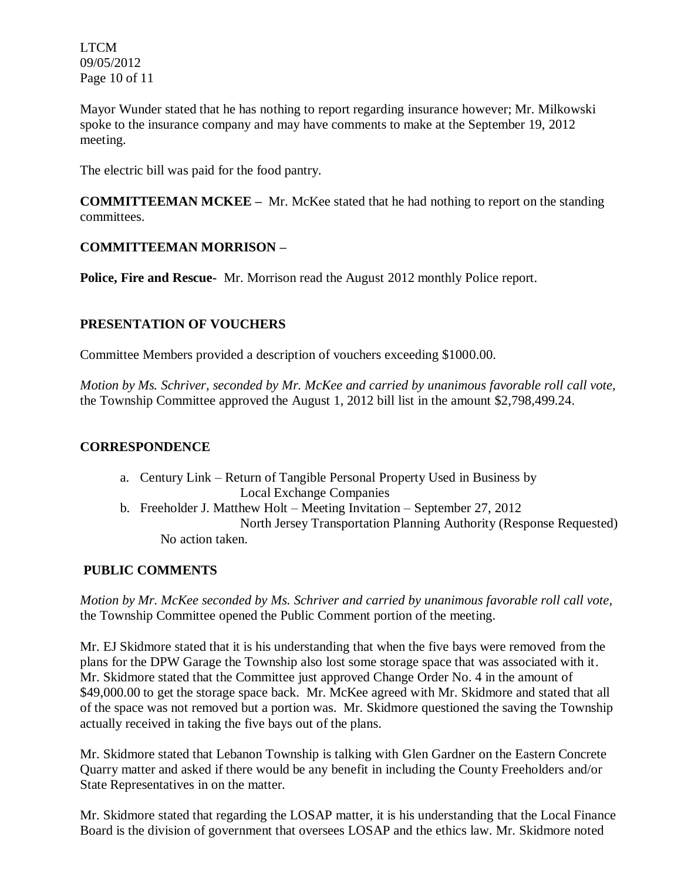Mayor Wunder stated that he has nothing to report regarding insurance however; Mr. Milkowski spoke to the insurance company and may have comments to make at the September 19, 2012 meeting.

The electric bill was paid for the food pantry.

**COMMITTEEMAN MCKEE –** Mr. McKee stated that he had nothing to report on the standing committees.

**COMMITTEEMAN MORRISON –**

**Police, Fire and Rescue-** Mr. Morrison read the August 2012 monthly Police report.

**PRESENTATION OF VOUCHERS**

Committee Members provided a description of vouchers exceeding $1000.00.

*Motion by Ms. Schriver, seconded by Mr. McKee and carried by unanimous favorable roll call vote,* the Township Committee approved the August 1, 2012 bill list in the amount $2,798,499.24.

**CORRESPONDENCE**

a. Century Link – Return of Tangible Personal Property Used in Business by Local Exchange Companies
b. Freeholder J. Matthew Holt – Meeting Invitation – September 27, 2012 North Jersey Transportation Planning Authority (Response Requested)

No action taken.

**PUBLIC COMMENTS**

*Motion by Mr. McKee seconded by Ms. Schriver and carried by unanimous favorable roll call vote,* the Township Committee opened the Public Comment portion of the meeting.

Mr. EJ Skidmore stated that it is his understanding that when the five bays were removed from the plans for the DPW Garage the Township also lost some storage space that was associated with it. Mr. Skidmore stated that the Committee just approved Change Order No. 4 in the amount of $49,000.00 to get the storage space back. Mr. McKee agreed with Mr. Skidmore and stated that all of the space was not removed but a portion was. Mr. Skidmore questioned the saving the Township actually received in taking the five bays out of the plans.

Mr. Skidmore stated that Lebanon Township is talking with Glen Gardner on the Eastern Concrete Quarry matter and asked if there would be any benefit in including the County Freeholders and/or State Representatives in on the matter.

Mr. Skidmore stated that regarding the LOSAP matter, it is his understanding that the Local Finance Board is the division of government that oversees LOSAP and the ethics law. Mr. Skidmore noted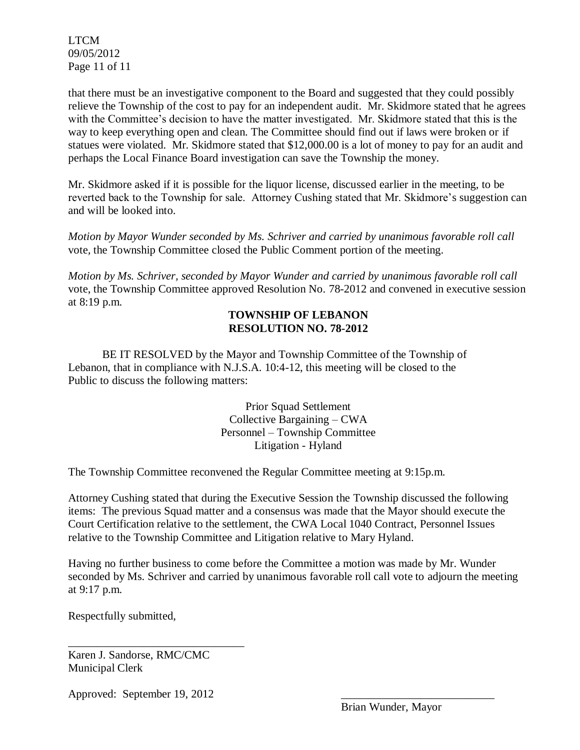that there must be an investigative component to the Board and suggested that they could possibly relieve the Township of the cost to pay for an independent audit. Mr. Skidmore stated that he agrees with the Committee's decision to have the matter investigated. Mr. Skidmore stated that this is the way to keep everything open and clean. The Committee should find out if laws were broken or if statues were violated. Mr. Skidmore stated that $12,000.00 is a lot of money to pay for an audit and perhaps the Local Finance Board investigation can save the Township the money.

Mr. Skidmore asked if it is possible for the liquor license, discussed earlier in the meeting, to be reverted back to the Township for sale. Attorney Cushing stated that Mr. Skidmore's suggestion can and will be looked into.

*Motion by Mayor Wunder seconded by Ms. Schriver and carried by unanimous favorable roll call* vote, the Township Committee closed the Public Comment portion of the meeting.

*Motion by Ms. Schriver, seconded by Mayor Wunder and carried by unanimous favorable roll call* vote, the Township Committee approved Resolution No. 78-2012 and convened in executive session at 8:19 p.m.

**TOWNSHIP OF LEBANON**
**RESOLUTION NO. 78-2012**

BE IT RESOLVED by the Mayor and Township Committee of the Township of Lebanon, that in compliance with N.J.S.A. 10:4-12, this meeting will be closed to the Public to discuss the following matters:

Prior Squad Settlement
Collective Bargaining – CWA
Personnel – Township Committee
Litigation - Hyland

The Township Committee reconvened the Regular Committee meeting at 9:15p.m.

Attorney Cushing stated that during the Executive Session the Township discussed the following items: The previous Squad matter and a consensus was made that the Mayor should execute the Court Certification relative to the settlement, the CWA Local 1040 Contract, Personnel Issues relative to the Township Committee and Litigation relative to Mary Hyland.

Having no further business to come before the Committee a motion was made by Mr. Wunder seconded by Ms. Schriver and carried by unanimous favorable roll call vote to adjourn the meeting at 9:17 p.m.

Respectfully submitted,

\_\_\_\_\_\_\_\_\_\_\_\_\_\_\_\_\_\_\_\_\_\_\_\_\_\_\_\_\_\_\_
Karen J. Sandorse, RMC/CMC
Municipal Clerk

Approved: September 19, 2012

\_\_\_\_\_\_\_\_\_\_\_\_\_\_\_\_\_\_\_\_\_\_\_\_\_\_\_\_
Brian Wunder, Mayor